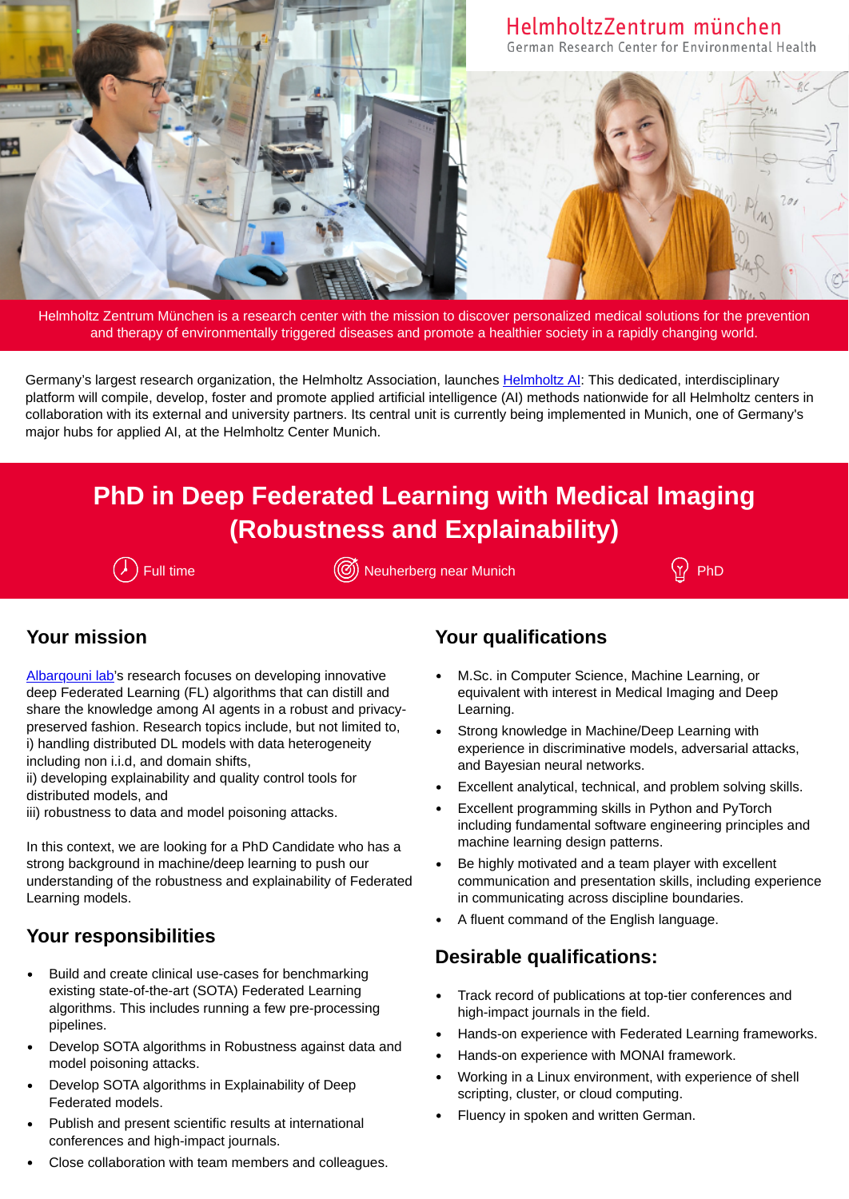HelmholtzZentrum münchen
German Research Center for Environmental Health

Helmholtz Zentrum München is a research center with the mission to discover personalized medical solutions for the prevention and therapy of environmentally triggered diseases and promote a healthier society in a rapidly changing world.

Germany's largest research organization, the Helmholtz Association, launches Helmholtz AI: This dedicated, interdisciplinary platform will compile, develop, foster and promote applied artificial intelligence (AI) methods nationwide for all Helmholtz centers in collaboration with its external and university partners. Its central unit is currently being implemented in Munich, one of Germany's major hubs for applied AI, at the Helmholtz Center Munich.

# PhD in Deep Federated Learning with Medical Imaging (Robustness and Explainability)

Full time | Neuherberg near Munich | PhD

## Your mission

Albarqouni lab's research focuses on developing innovative deep Federated Learning (FL) algorithms that can distill and share the knowledge among AI agents in a robust and privacy-preserved fashion. Research topics include, but not limited to,
i) handling distributed DL models with data heterogeneity including non i.i.d, and domain shifts,
ii) developing explainability and quality control tools for distributed models, and
iii) robustness to data and model poisoning attacks.

In this context, we are looking for a PhD Candidate who has a strong background in machine/deep learning to push our understanding of the robustness and explainability of Federated Learning models.

## Your responsibilities

- Build and create clinical use-cases for benchmarking existing state-of-the-art (SOTA) Federated Learning algorithms. This includes running a few pre-processing pipelines.
- Develop SOTA algorithms in Robustness against data and model poisoning attacks.
- Develop SOTA algorithms in Explainability of Deep Federated models.
- Publish and present scientific results at international conferences and high-impact journals.
- Close collaboration with team members and colleagues.

## Your qualifications

- M.Sc. in Computer Science, Machine Learning, or equivalent with interest in Medical Imaging and Deep Learning.
- Strong knowledge in Machine/Deep Learning with experience in discriminative models, adversarial attacks, and Bayesian neural networks.
- Excellent analytical, technical, and problem solving skills.
- Excellent programming skills in Python and PyTorch including fundamental software engineering principles and machine learning design patterns.
- Be highly motivated and a team player with excellent communication and presentation skills, including experience in communicating across discipline boundaries.
- A fluent command of the English language.

## Desirable qualifications:

- Track record of publications at top-tier conferences and high-impact journals in the field.
- Hands-on experience with Federated Learning frameworks.
- Hands-on experience with MONAI framework.
- Working in a Linux environment, with experience of shell scripting, cluster, or cloud computing.
- Fluency in spoken and written German.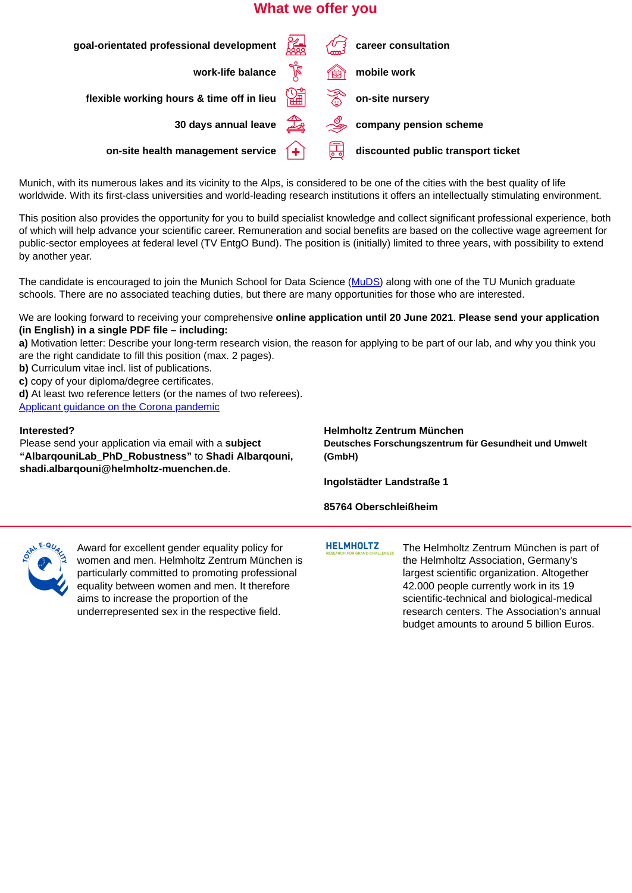## What we offer you

- goal-orientated professional development
- career consultation
- work-life balance
- mobile work
- flexible working hours & time off in lieu
- on-site nursery
- 30 days annual leave
- company pension scheme
- on-site health management service
- discounted public transport ticket

Munich, with its numerous lakes and its vicinity to the Alps, is considered to be one of the cities with the best quality of life worldwide. With its first-class universities and world-leading research institutions it offers an intellectually stimulating environment.

This position also provides the opportunity for you to build specialist knowledge and collect significant professional experience, both of which will help advance your scientific career. Remuneration and social benefits are based on the collective wage agreement for public-sector employees at federal level (TV EntgO Bund). The position is (initially) limited to three years, with possibility to extend by another year.

The candidate is encouraged to join the Munich School for Data Science (MuDS) along with one of the TU Munich graduate schools. There are no associated teaching duties, but there are many opportunities for those who are interested.

We are looking forward to receiving your comprehensive **online application until 20 June 2021**. **Please send your application (in English) in a single PDF file – including:**
**a)** Motivation letter: Describe your long-term research vision, the reason for applying to be part of our lab, and why you think you are the right candidate to fill this position (max. 2 pages).
**b)** Curriculum vitae incl. list of publications.
**c)** copy of your diploma/degree certificates.
**d)** At least two reference letters (or the names of two referees).
Applicant guidance on the Corona pandemic

**Interested?**
Please send your application via email with a **subject "AlbarqouniLab_PhD_Robustness"** to **Shadi Albarqouni, shadi.albarqouni@helmholtz-muenchen.de**.

**Helmholtz Zentrum München**
**Deutsches Forschungszentrum für Gesundheit und Umwelt (GmbH)**

**Ingolstädter Landstraße 1**

**85764 Oberschleißheim**

---

TOTAL E-QUALITY

Award for excellent gender equality policy for women and men. Helmholtz Zentrum München is particularly committed to promoting professional equality between women and men. It therefore aims to increase the proportion of the underrepresented sex in the respective field.

HELMHOLTZ
RESEARCH FOR GRAND CHALLENGES

The Helmholtz Zentrum München is part of the Helmholtz Association, Germany's largest scientific organization. Altogether 42.000 people currently work in its 19 scientific-technical and biological-medical research centers. The Association's annual budget amounts to around 5 billion Euros.